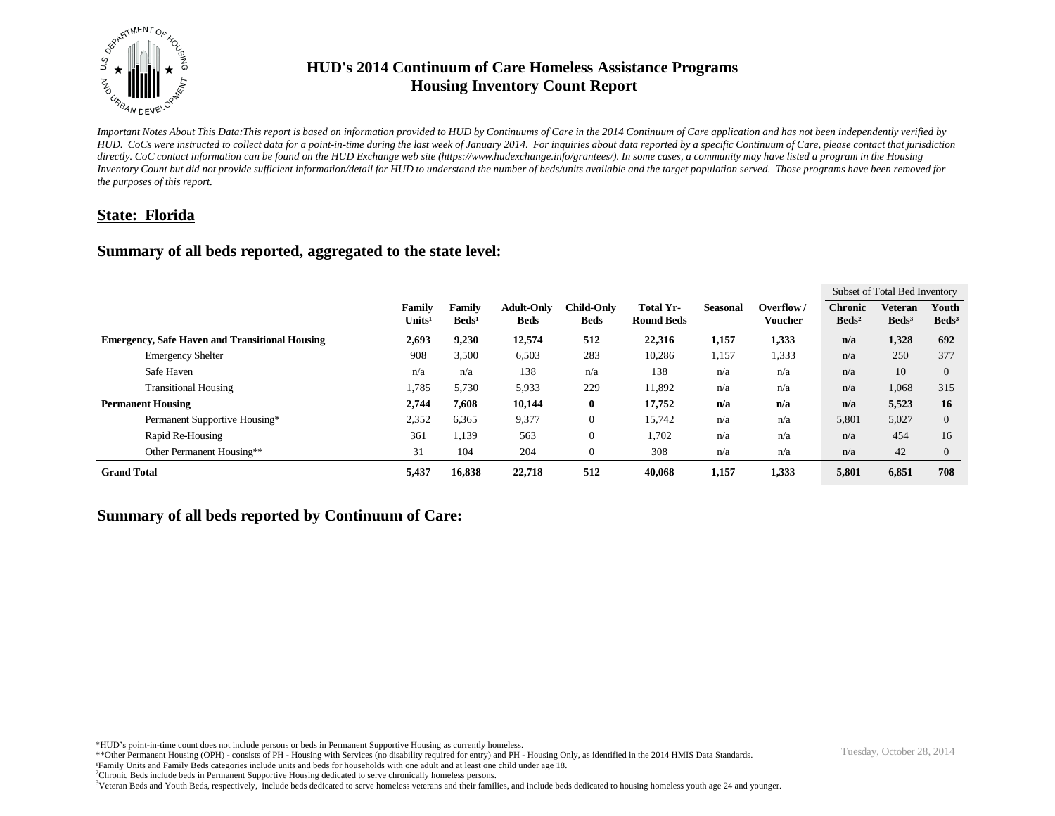# HUD's 2014 Continuum of Care Homeless Assistance Programs
# Housing Inventory Count Report

*Important Notes About This Data: This report is based on information provided to HUD by Continuums of Care in the 2014 Continuum of Care application and has not been independently verified by HUD. CoCs were instructed to collect data for a point-in-time during the last week of January 2014. For inquiries about data reported by a specific Continuum of Care, please contact that jurisdiction directly. CoC contact information can be found on the HUD Exchange web site (https://www.hudexchange.info/grantees/). In some cases, a community may have listed a program in the Housing Inventory Count but did not provide sufficient information/detail for HUD to understand the number of beds/units available and the target population served. Those programs have been removed for the purposes of this report.*

## State: Florida

## Summary of all beds reported, aggregated to the state level:

| | Family Units[1] | Family Beds[1] | Adult-Only Beds | Child-Only Beds | Total Yr-Round Beds | Seasonal | Overflow / Voucher | Subset of Total Bed Inventory: Chronic Beds[2] | Veteran Beds[3] | Youth Beds[3] |
|---|---|---|---|---|---|---|---|---|---|---|
| **Emergency, Safe Haven and Transitional Housing** | **2,693** | **9,230** | **12,574** | **512** | **22,316** | **1,157** | **1,333** | **n/a** | **1,328** | **692** |
| Emergency Shelter | 908 | 3,500 | 6,503 | 283 | 10,286 | 1,157 | 1,333 | n/a | 250 | 377 |
| Safe Haven | n/a | n/a | 138 | n/a | 138 | n/a | n/a | n/a | 10 | 0 |
| Transitional Housing | 1,785 | 5,730 | 5,933 | 229 | 11,892 | n/a | n/a | n/a | 1,068 | 315 |
| **Permanent Housing** | **2,744** | **7,608** | **10,144** | **0** | **17,752** | **n/a** | **n/a** | **n/a** | **5,523** | **16** |
| Permanent Supportive Housing* | 2,352 | 6,365 | 9,377 | 0 | 15,742 | n/a | n/a | 5,801 | 5,027 | 0 |
| Rapid Re-Housing | 361 | 1,139 | 563 | 0 | 1,702 | n/a | n/a | n/a | 454 | 16 |
| Other Permanent Housing** | 31 | 104 | 204 | 0 | 308 | n/a | n/a | n/a | 42 | 0 |
| **Grand Total** | **5,437** | **16,838** | **22,718** | **512** | **40,068** | **1,157** | **1,333** | **5,801** | **6,851** | **708** |

## Summary of all beds reported by Continuum of Care:

*HUD's point-in-time count does not include persons or beds in Permanent Supportive Housing as currently homeless.
**Other Permanent Housing (OPH) - consists of PH - Housing with Services (no disability required for entry) and PH - Housing Only, as identified in the 2014 HMIS Data Standards.
[1]Family Units and Family Beds categories include units and beds for households with one adult and at least one child under age 18.
[2]Chronic Beds include beds in Permanent Supportive Housing dedicated to serve chronically homeless persons.
[3]Veteran Beds and Youth Beds, respectively, include beds dedicated to serve homeless veterans and their families, and include beds dedicated to housing homeless youth age 24 and younger.

Tuesday, October 28, 2014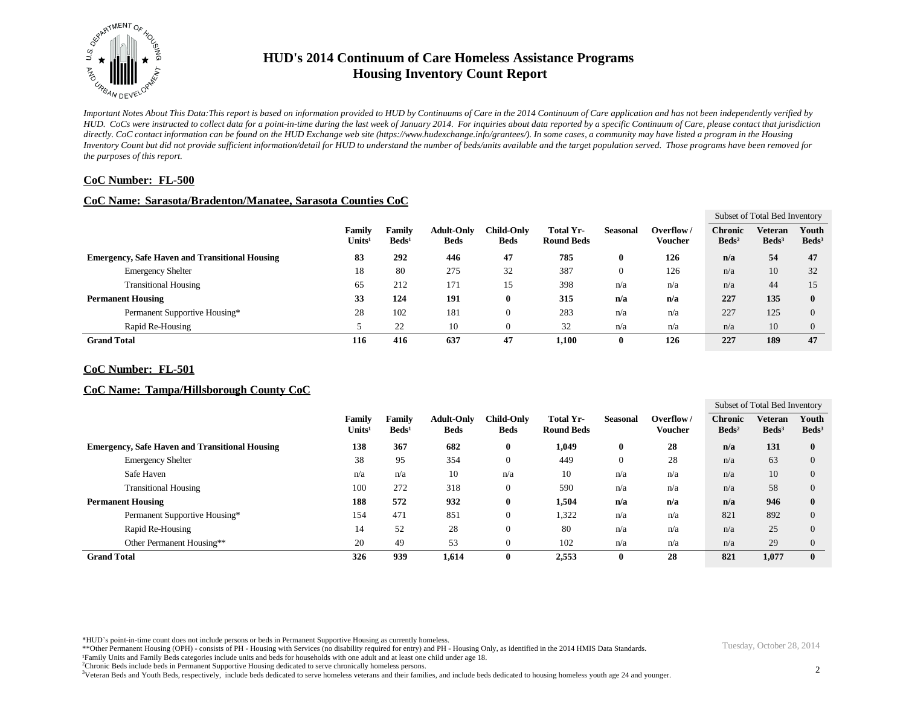# HUD's 2014 Continuum of Care Homeless Assistance Programs
# Housing Inventory Count Report

*Important Notes About This Data:This report is based on information provided to HUD by Continuums of Care in the 2014 Continuum of Care application and has not been independently verified by HUD. CoCs were instructed to collect data for a point-in-time during the last week of January 2014. For inquiries about data reported by a specific Continuum of Care, please contact that jurisdiction directly. CoC contact information can be found on the HUD Exchange web site (https://www.hudexchange.info/grantees/). In some cases, a community may have listed a program in the Housing Inventory Count but did not provide sufficient information/detail for HUD to understand the number of beds/units available and the target population served. Those programs have been removed for the purposes of this report.*

**CoC Number: FL-500**

**CoC Name: Sarasota/Bradenton/Manatee, Sarasota Counties CoC**

| | Family Units[1] | Family Beds[1] | Adult-Only Beds | Child-Only Beds | Total Yr-Round Beds | Seasonal | Overflow / Voucher | Subset of Total Bed Inventory: Chronic Beds[2] | Veteran Beds[3] | Youth Beds[3] |
|---|---|---|---|---|---|---|---|---|---|---|
| **Emergency, Safe Haven and Transitional Housing** | **83** | **292** | **446** | **47** | **785** | **0** | **126** | **n/a** | **54** | **47** |
| Emergency Shelter | 18 | 80 | 275 | 32 | 387 | 0 | 126 | n/a | 10 | 32 |
| Transitional Housing | 65 | 212 | 171 | 15 | 398 | n/a | n/a | n/a | 44 | 15 |
| **Permanent Housing** | **33** | **124** | **191** | **0** | **315** | **n/a** | **n/a** | **227** | **135** | **0** |
| Permanent Supportive Housing* | 28 | 102 | 181 | 0 | 283 | n/a | n/a | 227 | 125 | 0 |
| Rapid Re-Housing | 5 | 22 | 10 | 0 | 32 | n/a | n/a | n/a | 10 | 0 |
| **Grand Total** | **116** | **416** | **637** | **47** | **1,100** | **0** | **126** | **227** | **189** | **47** |

**CoC Number: FL-501**

**CoC Name: Tampa/Hillsborough County CoC**

| | Family Units[1] | Family Beds[1] | Adult-Only Beds | Child-Only Beds | Total Yr-Round Beds | Seasonal | Overflow / Voucher | Subset of Total Bed Inventory: Chronic Beds[2] | Veteran Beds[3] | Youth Beds[3] |
|---|---|---|---|---|---|---|---|---|---|---|
| **Emergency, Safe Haven and Transitional Housing** | **138** | **367** | **682** | **0** | **1,049** | **0** | **28** | **n/a** | **131** | **0** |
| Emergency Shelter | 38 | 95 | 354 | 0 | 449 | 0 | 28 | n/a | 63 | 0 |
| Safe Haven | n/a | n/a | 10 | n/a | 10 | n/a | n/a | n/a | 10 | 0 |
| Transitional Housing | 100 | 272 | 318 | 0 | 590 | n/a | n/a | n/a | 58 | 0 |
| **Permanent Housing** | **188** | **572** | **932** | **0** | **1,504** | **n/a** | **n/a** | **n/a** | **946** | **0** |
| Permanent Supportive Housing* | 154 | 471 | 851 | 0 | 1,322 | n/a | n/a | 821 | 892 | 0 |
| Rapid Re-Housing | 14 | 52 | 28 | 0 | 80 | n/a | n/a | n/a | 25 | 0 |
| Other Permanent Housing** | 20 | 49 | 53 | 0 | 102 | n/a | n/a | n/a | 29 | 0 |
| **Grand Total** | **326** | **939** | **1,614** | **0** | **2,553** | **0** | **28** | **821** | **1,077** | **0** |

*HUD's point-in-time count does not include persons or beds in Permanent Supportive Housing as currently homeless.

**Other Permanent Housing (OPH) - consists of PH - Housing with Services (no disability required for entry) and PH - Housing Only, as identified in the 2014 HMIS Data Standards.

[1]Family Units and Family Beds categories include units and beds for households with one adult and at least one child under age 18.

[2]Chronic Beds include beds in Permanent Supportive Housing dedicated to serve chronically homeless persons.

[3]Veteran Beds and Youth Beds, respectively, include beds dedicated to serve homeless veterans and their families, and include beds dedicated to housing homeless youth age 24 and younger.

Tuesday, October 28, 2014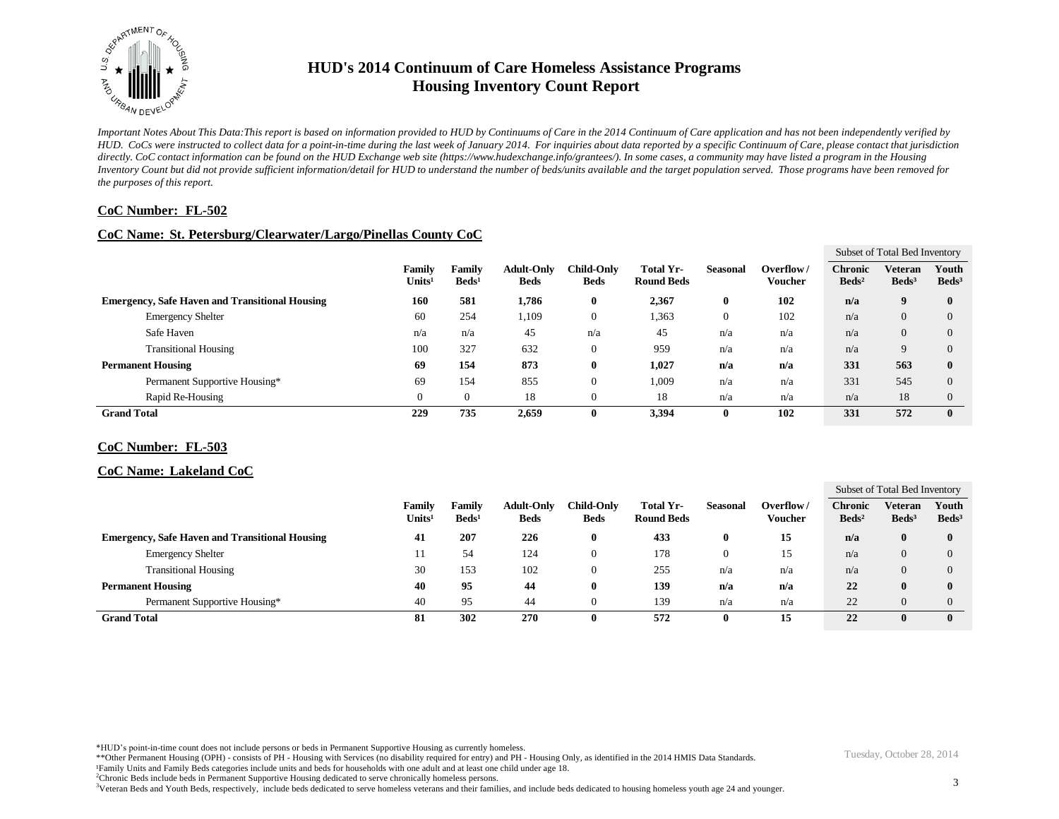# HUD's 2014 Continuum of Care Homeless Assistance Programs
# Housing Inventory Count Report

*Important Notes About This Data:This report is based on information provided to HUD by Continuums of Care in the 2014 Continuum of Care application and has not been independently verified by HUD. CoCs were instructed to collect data for a point-in-time during the last week of January 2014. For inquiries about data reported by a specific Continuum of Care, please contact that jurisdiction directly. CoC contact information can be found on the HUD Exchange web site (https://www.hudexchange.info/grantees/). In some cases, a community may have listed a program in the Housing Inventory Count but did not provide sufficient information/detail for HUD to understand the number of beds/units available and the target population served. Those programs have been removed for the purposes of this report.*

**CoC Number: FL-502**

**CoC Name: St. Petersburg/Clearwater/Largo/Pinellas County CoC**

| | Family Units[1] | Family Beds[1] | Adult-Only Beds | Child-Only Beds | Total Yr-Round Beds | Seasonal | Overflow / Voucher | Subset of Total Bed Inventory: Chronic Beds[2] | Veteran Beds[3] | Youth Beds[3] |
|---|---|---|---|---|---|---|---|---|---|---|
| **Emergency, Safe Haven and Transitional Housing** | **160** | **581** | **1,786** | **0** | **2,367** | **0** | **102** | **n/a** | **9** | **0** |
| Emergency Shelter | 60 | 254 | 1,109 | 0 | 1,363 | 0 | 102 | n/a | 0 | 0 |
| Safe Haven | n/a | n/a | 45 | n/a | 45 | n/a | n/a | n/a | 0 | 0 |
| Transitional Housing | 100 | 327 | 632 | 0 | 959 | n/a | n/a | n/a | 9 | 0 |
| **Permanent Housing** | **69** | **154** | **873** | **0** | **1,027** | **n/a** | **n/a** | **331** | **563** | **0** |
| Permanent Supportive Housing* | 69 | 154 | 855 | 0 | 1,009 | n/a | n/a | 331 | 545 | 0 |
| Rapid Re-Housing | 0 | 0 | 18 | 0 | 18 | n/a | n/a | n/a | 18 | 0 |
| **Grand Total** | **229** | **735** | **2,659** | **0** | **3,394** | **0** | **102** | **331** | **572** | **0** |

**CoC Number: FL-503**

**CoC Name: Lakeland CoC**

| | Family Units[1] | Family Beds[1] | Adult-Only Beds | Child-Only Beds | Total Yr-Round Beds | Seasonal | Overflow / Voucher | Subset of Total Bed Inventory: Chronic Beds[2] | Veteran Beds[3] | Youth Beds[3] |
|---|---|---|---|---|---|---|---|---|---|---|
| **Emergency, Safe Haven and Transitional Housing** | **41** | **207** | **226** | **0** | **433** | **0** | **15** | **n/a** | **0** | **0** |
| Emergency Shelter | 11 | 54 | 124 | 0 | 178 | 0 | 15 | n/a | 0 | 0 |
| Transitional Housing | 30 | 153 | 102 | 0 | 255 | n/a | n/a | n/a | 0 | 0 |
| **Permanent Housing** | **40** | **95** | **44** | **0** | **139** | **n/a** | **n/a** | **22** | **0** | **0** |
| Permanent Supportive Housing* | 40 | 95 | 44 | 0 | 139 | n/a | n/a | 22 | 0 | 0 |
| **Grand Total** | **81** | **302** | **270** | **0** | **572** | **0** | **15** | **22** | **0** | **0** |

*HUD's point-in-time count does not include persons or beds in Permanent Supportive Housing as currently homeless.

**Other Permanent Housing (OPH) - consists of PH - Housing with Services (no disability required for entry) and PH - Housing Only, as identified in the 2014 HMIS Data Standards.

[1]Family Units and Family Beds categories include units and beds for households with one adult and at least one child under age 18.

[2]Chronic Beds include beds in Permanent Supportive Housing dedicated to serve chronically homeless persons.

[3]Veteran Beds and Youth Beds, respectively, include beds dedicated to serve homeless veterans and their families, and include beds dedicated to housing homeless youth age 24 and younger.

Tuesday, October 28, 2014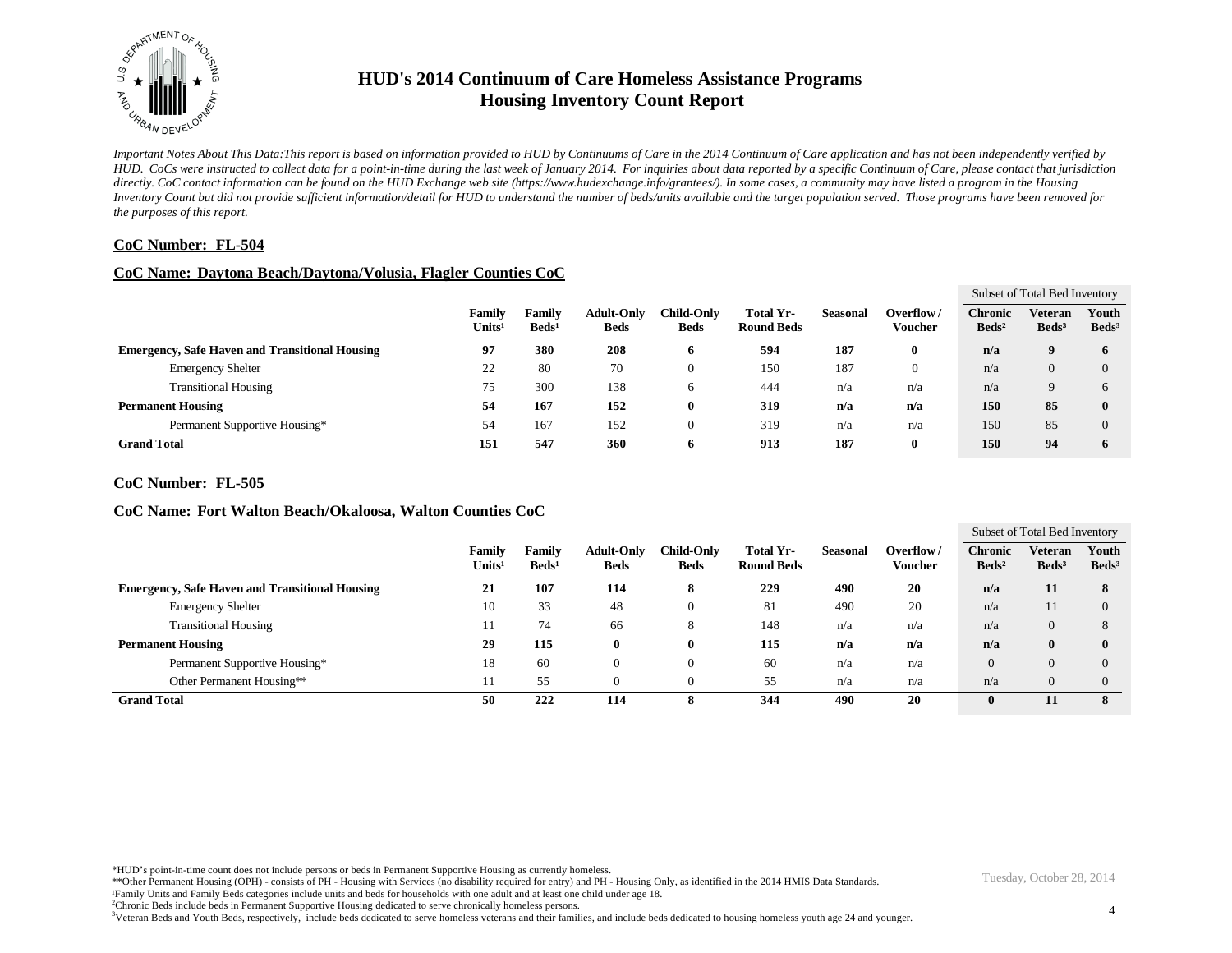# HUD's 2014 Continuum of Care Homeless Assistance Programs
## Housing Inventory Count Report

*Important Notes About This Data:This report is based on information provided to HUD by Continuums of Care in the 2014 Continuum of Care application and has not been independently verified by HUD. CoCs were instructed to collect data for a point-in-time during the last week of January 2014. For inquiries about data reported by a specific Continuum of Care, please contact that jurisdiction directly. CoC contact information can be found on the HUD Exchange web site (https://www.hudexchange.info/grantees/). In some cases, a community may have listed a program in the Housing Inventory Count but did not provide sufficient information/detail for HUD to understand the number of beds/units available and the target population served. Those programs have been removed for the purposes of this report.*

**CoC Number: FL-504**

**CoC Name: Daytona Beach/Daytona/Volusia, Flagler Counties CoC**

| | Family Units[1] | Family Beds[1] | Adult-Only Beds | Child-Only Beds | Total Yr-Round Beds | Seasonal | Overflow / Voucher | Subset of Total Bed Inventory: Chronic Beds[2] | Veteran Beds[3] | Youth Beds[3] |
|---|---|---|---|---|---|---|---|---|---|---|
| **Emergency, Safe Haven and Transitional Housing** | **97** | **380** | **208** | **6** | **594** | **187** | **0** | **n/a** | **9** | **6** |
| Emergency Shelter | 22 | 80 | 70 | 0 | 150 | 187 | 0 | n/a | 0 | 0 |
| Transitional Housing | 75 | 300 | 138 | 6 | 444 | n/a | n/a | n/a | 9 | 6 |
| **Permanent Housing** | **54** | **167** | **152** | **0** | **319** | **n/a** | **n/a** | **150** | **85** | **0** |
| Permanent Supportive Housing* | 54 | 167 | 152 | 0 | 319 | n/a | n/a | 150 | 85 | 0 |
| **Grand Total** | **151** | **547** | **360** | **6** | **913** | **187** | **0** | **150** | **94** | **6** |

**CoC Number: FL-505**

**CoC Name: Fort Walton Beach/Okaloosa, Walton Counties CoC**

| | Family Units[1] | Family Beds[1] | Adult-Only Beds | Child-Only Beds | Total Yr-Round Beds | Seasonal | Overflow / Voucher | Subset of Total Bed Inventory: Chronic Beds[2] | Veteran Beds[3] | Youth Beds[3] |
|---|---|---|---|---|---|---|---|---|---|---|
| **Emergency, Safe Haven and Transitional Housing** | **21** | **107** | **114** | **8** | **229** | **490** | **20** | **n/a** | **11** | **8** |
| Emergency Shelter | 10 | 33 | 48 | 0 | 81 | 490 | 20 | n/a | 11 | 0 |
| Transitional Housing | 11 | 74 | 66 | 8 | 148 | n/a | n/a | n/a | 0 | 8 |
| **Permanent Housing** | **29** | **115** | **0** | **0** | **115** | **n/a** | **n/a** | **n/a** | **0** | **0** |
| Permanent Supportive Housing* | 18 | 60 | 0 | 0 | 60 | n/a | n/a | 0 | 0 | 0 |
| Other Permanent Housing** | 11 | 55 | 0 | 0 | 55 | n/a | n/a | n/a | 0 | 0 |
| **Grand Total** | **50** | **222** | **114** | **8** | **344** | **490** | **20** | **0** | **11** | **8** |

*HUD's point-in-time count does not include persons or beds in Permanent Supportive Housing as currently homeless.
**Other Permanent Housing (OPH) - consists of PH - Housing with Services (no disability required for entry) and PH - Housing Only, as identified in the 2014 HMIS Data Standards.
[1]Family Units and Family Beds categories include units and beds for households with one adult and at least one child under age 18.
[2]Chronic Beds include beds in Permanent Supportive Housing dedicated to serve chronically homeless persons.
[3]Veteran Beds and Youth Beds, respectively, include beds dedicated to serve homeless veterans and their families, and include beds dedicated to housing homeless youth age 24 and younger.

Tuesday, October 28, 2014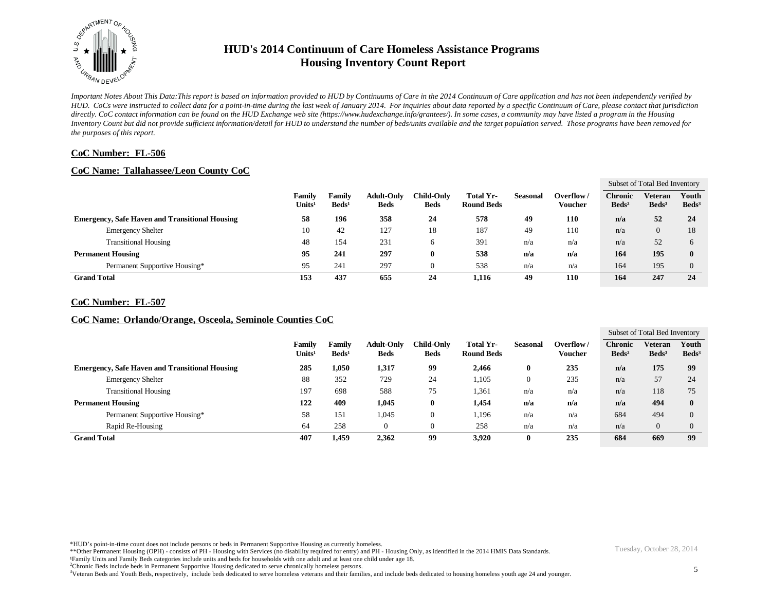# HUD's 2014 Continuum of Care Homeless Assistance Programs
## Housing Inventory Count Report

*Important Notes About This Data:This report is based on information provided to HUD by Continuums of Care in the 2014 Continuum of Care application and has not been independently verified by HUD. CoCs were instructed to collect data for a point-in-time during the last week of January 2014. For inquiries about data reported by a specific Continuum of Care, please contact that jurisdiction directly. CoC contact information can be found on the HUD Exchange web site (https://www.hudexchange.info/grantees/). In some cases, a community may have listed a program in the Housing Inventory Count but did not provide sufficient information/detail for HUD to understand the number of beds/units available and the target population served. Those programs have been removed for the purposes of this report.*

**CoC Number: FL-506**

**CoC Name: Tallahassee/Leon County CoC**

| | Family Units[1] | Family Beds[1] | Adult-Only Beds | Child-Only Beds | Total Yr-Round Beds | Seasonal | Overflow / Voucher | Subset of Total Bed Inventory: Chronic Beds[2] | Veteran Beds[3] | Youth Beds[3] |
|---|---|---|---|---|---|---|---|---|---|---|
| **Emergency, Safe Haven and Transitional Housing** | **58** | **196** | **358** | **24** | **578** | **49** | **110** | **n/a** | **52** | **24** |
| Emergency Shelter | 10 | 42 | 127 | 18 | 187 | 49 | 110 | n/a | 0 | 18 |
| Transitional Housing | 48 | 154 | 231 | 6 | 391 | n/a | n/a | n/a | 52 | 6 |
| **Permanent Housing** | **95** | **241** | **297** | **0** | **538** | **n/a** | **n/a** | **164** | **195** | **0** |
| Permanent Supportive Housing* | 95 | 241 | 297 | 0 | 538 | n/a | n/a | 164 | 195 | 0 |
| **Grand Total** | **153** | **437** | **655** | **24** | **1,116** | **49** | **110** | **164** | **247** | **24** |

**CoC Number: FL-507**

**CoC Name: Orlando/Orange, Osceola, Seminole Counties CoC**

| | Family Units[1] | Family Beds[1] | Adult-Only Beds | Child-Only Beds | Total Yr-Round Beds | Seasonal | Overflow / Voucher | Subset of Total Bed Inventory: Chronic Beds[2] | Veteran Beds[3] | Youth Beds[3] |
|---|---|---|---|---|---|---|---|---|---|---|
| **Emergency, Safe Haven and Transitional Housing** | **285** | **1,050** | **1,317** | **99** | **2,466** | **0** | **235** | **n/a** | **175** | **99** |
| Emergency Shelter | 88 | 352 | 729 | 24 | 1,105 | 0 | 235 | n/a | 57 | 24 |
| Transitional Housing | 197 | 698 | 588 | 75 | 1,361 | n/a | n/a | n/a | 118 | 75 |
| **Permanent Housing** | **122** | **409** | **1,045** | **0** | **1,454** | **n/a** | **n/a** | **n/a** | **494** | **0** |
| Permanent Supportive Housing* | 58 | 151 | 1,045 | 0 | 1,196 | n/a | n/a | 684 | 494 | 0 |
| Rapid Re-Housing | 64 | 258 | 0 | 0 | 258 | n/a | n/a | n/a | 0 | 0 |
| **Grand Total** | **407** | **1,459** | **2,362** | **99** | **3,920** | **0** | **235** | **684** | **669** | **99** |

*HUD's point-in-time count does not include persons or beds in Permanent Supportive Housing as currently homeless.
**Other Permanent Housing (OPH) - consists of PH - Housing with Services (no disability required for entry) and PH - Housing Only, as identified in the 2014 HMIS Data Standards.
[1]Family Units and Family Beds categories include units and beds for households with one adult and at least one child under age 18.
[2]Chronic Beds include beds in Permanent Supportive Housing dedicated to serve chronically homeless persons.
[3]Veteran Beds and Youth Beds, respectively, include beds dedicated to serve homeless veterans and their families, and include beds dedicated to housing homeless youth age 24 and younger.

Tuesday, October 28, 2014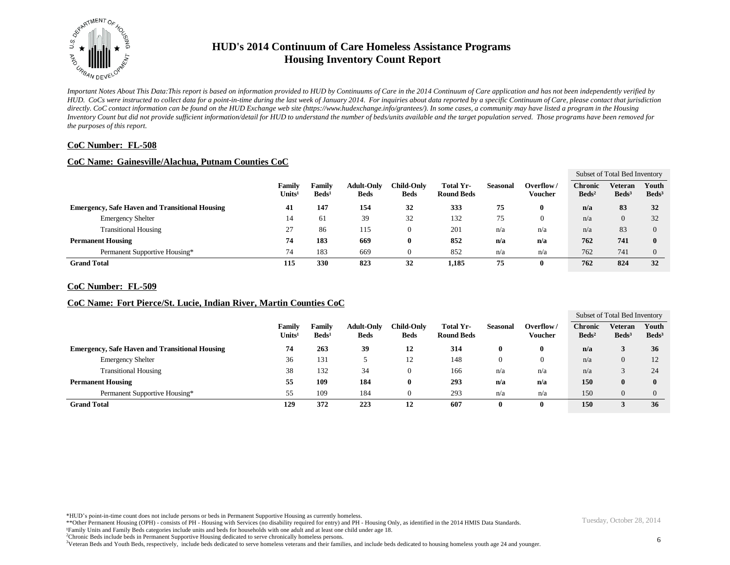# HUD's 2014 Continuum of Care Homeless Assistance Programs
# Housing Inventory Count Report

*Important Notes About This Data:This report is based on information provided to HUD by Continuums of Care in the 2014 Continuum of Care application and has not been independently verified by HUD. CoCs were instructed to collect data for a point-in-time during the last week of January 2014. For inquiries about data reported by a specific Continuum of Care, please contact that jurisdiction directly. CoC contact information can be found on the HUD Exchange web site (https://www.hudexchange.info/grantees/). In some cases, a community may have listed a program in the Housing Inventory Count but did not provide sufficient information/detail for HUD to understand the number of beds/units available and the target population served. Those programs have been removed for the purposes of this report.*

## CoC Number: FL-508

## CoC Name: Gainesville/Alachua, Putnam Counties CoC

| | Family Units[1] | Family Beds[1] | Adult-Only Beds | Child-Only Beds | Total Yr-Round Beds | Seasonal | Overflow / Voucher | Subset of Total Bed Inventory | | |
|---|---|---|---|---|---|---|---|---|---|---|
| | | | | | | | | Chronic Beds[2] | Veteran Beds[3] | Youth Beds[3] |
| **Emergency, Safe Haven and Transitional Housing** | **41** | **147** | **154** | **32** | **333** | **75** | **0** | **n/a** | **83** | **32** |
| Emergency Shelter | 14 | 61 | 39 | 32 | 132 | 75 | 0 | n/a | 0 | 32 |
| Transitional Housing | 27 | 86 | 115 | 0 | 201 | n/a | n/a | n/a | 83 | 0 |
| **Permanent Housing** | **74** | **183** | **669** | **0** | **852** | **n/a** | **n/a** | **762** | **741** | **0** |
| Permanent Supportive Housing* | 74 | 183 | 669 | 0 | 852 | n/a | n/a | 762 | 741 | 0 |
| **Grand Total** | **115** | **330** | **823** | **32** | **1,185** | **75** | **0** | **762** | **824** | **32** |

## CoC Number: FL-509

## CoC Name: Fort Pierce/St. Lucie, Indian River, Martin Counties CoC

| | Family Units[1] | Family Beds[1] | Adult-Only Beds | Child-Only Beds | Total Yr-Round Beds | Seasonal | Overflow / Voucher | Subset of Total Bed Inventory | | |
|---|---|---|---|---|---|---|---|---|---|---|
| | | | | | | | | Chronic Beds[2] | Veteran Beds[3] | Youth Beds[3] |
| **Emergency, Safe Haven and Transitional Housing** | **74** | **263** | **39** | **12** | **314** | **0** | **0** | **n/a** | **3** | **36** |
| Emergency Shelter | 36 | 131 | 5 | 12 | 148 | 0 | 0 | n/a | 0 | 12 |
| Transitional Housing | 38 | 132 | 34 | 0 | 166 | n/a | n/a | n/a | 3 | 24 |
| **Permanent Housing** | **55** | **109** | **184** | **0** | **293** | **n/a** | **n/a** | **150** | **0** | **0** |
| Permanent Supportive Housing* | 55 | 109 | 184 | 0 | 293 | n/a | n/a | 150 | 0 | 0 |
| **Grand Total** | **129** | **372** | **223** | **12** | **607** | **0** | **0** | **150** | **3** | **36** |

*HUD's point-in-time count does not include persons or beds in Permanent Supportive Housing as currently homeless.

**Other Permanent Housing (OPH) - consists of PH - Housing with Services (no disability required for entry) and PH - Housing Only, as identified in the 2014 HMIS Data Standards.

[1]Family Units and Family Beds categories include units and beds for households with one adult and at least one child under age 18.

[2]Chronic Beds include beds in Permanent Supportive Housing dedicated to serve chronically homeless persons.

[3]Veteran Beds and Youth Beds, respectively, include beds dedicated to serve homeless veterans and their families, and include beds dedicated to housing homeless youth age 24 and younger.

Tuesday, October 28, 2014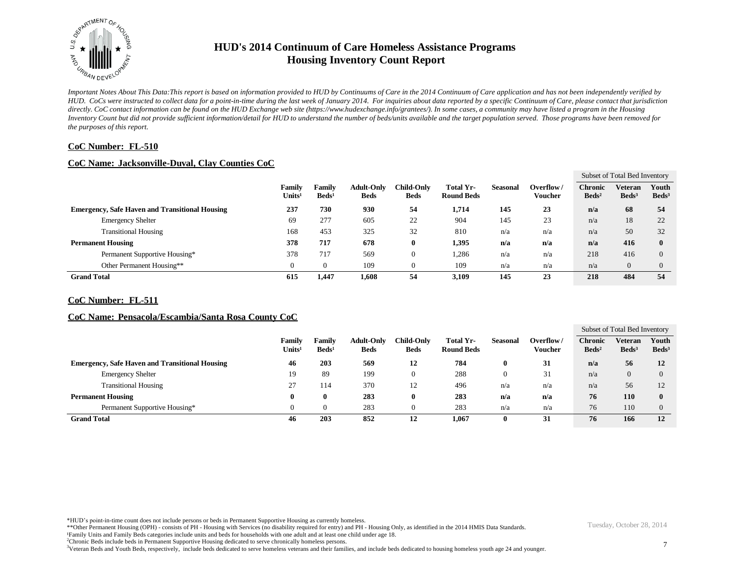# HUD's 2014 Continuum of Care Homeless Assistance Programs
## Housing Inventory Count Report

*Important Notes About This Data:This report is based on information provided to HUD by Continuums of Care in the 2014 Continuum of Care application and has not been independently verified by HUD. CoCs were instructed to collect data for a point-in-time during the last week of January 2014. For inquiries about data reported by a specific Continuum of Care, please contact that jurisdiction directly. CoC contact information can be found on the HUD Exchange web site (https://www.hudexchange.info/grantees/). In some cases, a community may have listed a program in the Housing Inventory Count but did not provide sufficient information/detail for HUD to understand the number of beds/units available and the target population served. Those programs have been removed for the purposes of this report.*

**CoC Number: FL-510**

**CoC Name: Jacksonville-Duval, Clay Counties CoC**

| | Family Units[1] | Family Beds[1] | Adult-Only Beds | Child-Only Beds | Total Yr-Round Beds | Seasonal | Overflow / Voucher | Subset of Total Bed Inventory: Chronic Beds[2] | Veteran Beds[3] | Youth Beds[3] |
|---|---|---|---|---|---|---|---|---|---|---|
| **Emergency, Safe Haven and Transitional Housing** | **237** | **730** | **930** | **54** | **1,714** | **145** | **23** | **n/a** | **68** | **54** |
| Emergency Shelter | 69 | 277 | 605 | 22 | 904 | 145 | 23 | n/a | 18 | 22 |
| Transitional Housing | 168 | 453 | 325 | 32 | 810 | n/a | n/a | n/a | 50 | 32 |
| **Permanent Housing** | **378** | **717** | **678** | **0** | **1,395** | **n/a** | **n/a** | **n/a** | **416** | **0** |
| Permanent Supportive Housing* | 378 | 717 | 569 | 0 | 1,286 | n/a | n/a | 218 | 416 | 0 |
| Other Permanent Housing** | 0 | 0 | 109 | 0 | 109 | n/a | n/a | n/a | 0 | 0 |
| **Grand Total** | **615** | **1,447** | **1,608** | **54** | **3,109** | **145** | **23** | **218** | **484** | **54** |

**CoC Number: FL-511**

**CoC Name: Pensacola/Escambia/Santa Rosa County CoC**

| | Family Units[1] | Family Beds[1] | Adult-Only Beds | Child-Only Beds | Total Yr-Round Beds | Seasonal | Overflow / Voucher | Subset of Total Bed Inventory: Chronic Beds[2] | Veteran Beds[3] | Youth Beds[3] |
|---|---|---|---|---|---|---|---|---|---|---|
| **Emergency, Safe Haven and Transitional Housing** | **46** | **203** | **569** | **12** | **784** | **0** | **31** | **n/a** | **56** | **12** |
| Emergency Shelter | 19 | 89 | 199 | 0 | 288 | 0 | 31 | n/a | 0 | 0 |
| Transitional Housing | 27 | 114 | 370 | 12 | 496 | n/a | n/a | n/a | 56 | 12 |
| **Permanent Housing** | **0** | **0** | **283** | **0** | **283** | **n/a** | **n/a** | **76** | **110** | **0** |
| Permanent Supportive Housing* | 0 | 0 | 283 | 0 | 283 | n/a | n/a | 76 | 110 | 0 |
| **Grand Total** | **46** | **203** | **852** | **12** | **1,067** | **0** | **31** | **76** | **166** | **12** |

*HUD's point-in-time count does not include persons or beds in Permanent Supportive Housing as currently homeless.
**Other Permanent Housing (OPH) - consists of PH - Housing with Services (no disability required for entry) and PH - Housing Only, as identified in the 2014 HMIS Data Standards.
[1]Family Units and Family Beds categories include units and beds for households with one adult and at least one child under age 18.
[2]Chronic Beds include beds in Permanent Supportive Housing dedicated to serve chronically homeless persons.
[3]Veteran Beds and Youth Beds, respectively, include beds dedicated to serve homeless veterans and their families, and include beds dedicated to housing homeless youth age 24 and younger.

Tuesday, October 28, 2014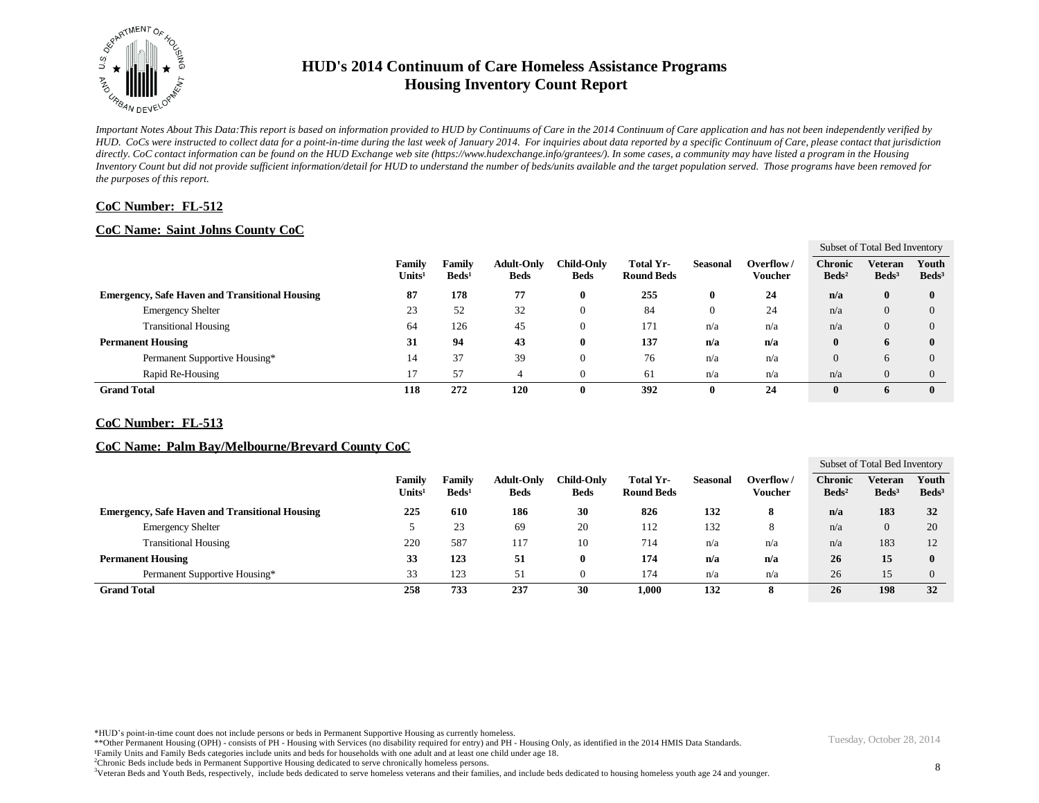# HUD's 2014 Continuum of Care Homeless Assistance Programs
## Housing Inventory Count Report

*Important Notes About This Data:This report is based on information provided to HUD by Continuums of Care in the 2014 Continuum of Care application and has not been independently verified by HUD. CoCs were instructed to collect data for a point-in-time during the last week of January 2014. For inquiries about data reported by a specific Continuum of Care, please contact that jurisdiction directly. CoC contact information can be found on the HUD Exchange web site (https://www.hudexchange.info/grantees/). In some cases, a community may have listed a program in the Housing Inventory Count but did not provide sufficient information/detail for HUD to understand the number of beds/units available and the target population served. Those programs have been removed for the purposes of this report.*

**CoC Number: FL-512**

**CoC Name: Saint Johns County CoC**

| | Family Units[1] | Family Beds[1] | Adult-Only Beds | Child-Only Beds | Total Yr-Round Beds | Seasonal | Overflow / Voucher | Subset of Total Bed Inventory: Chronic Beds[2] | Veteran Beds[3] | Youth Beds[3] |
|---|---|---|---|---|---|---|---|---|---|---|
| **Emergency, Safe Haven and Transitional Housing** | **87** | **178** | **77** | **0** | **255** | **0** | **24** | **n/a** | **0** | **0** |
| Emergency Shelter | 23 | 52 | 32 | 0 | 84 | 0 | 24 | n/a | 0 | 0 |
| Transitional Housing | 64 | 126 | 45 | 0 | 171 | n/a | n/a | n/a | 0 | 0 |
| **Permanent Housing** | **31** | **94** | **43** | **0** | **137** | **n/a** | **n/a** | **0** | **6** | **0** |
| Permanent Supportive Housing* | 14 | 37 | 39 | 0 | 76 | n/a | n/a | 0 | 6 | 0 |
| Rapid Re-Housing | 17 | 57 | 4 | 0 | 61 | n/a | n/a | n/a | 0 | 0 |
| **Grand Total** | **118** | **272** | **120** | **0** | **392** | **0** | **24** | **0** | **6** | **0** |

**CoC Number: FL-513**

**CoC Name: Palm Bay/Melbourne/Brevard County CoC**

| | Family Units[1] | Family Beds[1] | Adult-Only Beds | Child-Only Beds | Total Yr-Round Beds | Seasonal | Overflow / Voucher | Subset of Total Bed Inventory: Chronic Beds[2] | Veteran Beds[3] | Youth Beds[3] |
|---|---|---|---|---|---|---|---|---|---|---|
| **Emergency, Safe Haven and Transitional Housing** | **225** | **610** | **186** | **30** | **826** | **132** | **8** | **n/a** | **183** | **32** |
| Emergency Shelter | 5 | 23 | 69 | 20 | 112 | 132 | 8 | n/a | 0 | 20 |
| Transitional Housing | 220 | 587 | 117 | 10 | 714 | n/a | n/a | n/a | 183 | 12 |
| **Permanent Housing** | **33** | **123** | **51** | **0** | **174** | **n/a** | **n/a** | **26** | **15** | **0** |
| Permanent Supportive Housing* | 33 | 123 | 51 | 0 | 174 | n/a | n/a | 26 | 15 | 0 |
| **Grand Total** | **258** | **733** | **237** | **30** | **1,000** | **132** | **8** | **26** | **198** | **32** |

*HUD's point-in-time count does not include persons or beds in Permanent Supportive Housing as currently homeless.
**Other Permanent Housing (OPH) - consists of PH - Housing with Services (no disability required for entry) and PH - Housing Only, as identified in the 2014 HMIS Data Standards.
[1]Family Units and Family Beds categories include units and beds for households with one adult and at least one child under age 18.
[2]Chronic Beds include beds in Permanent Supportive Housing dedicated to serve chronically homeless persons.
[3]Veteran Beds and Youth Beds, respectively, include beds dedicated to serve homeless veterans and their families, and include beds dedicated to housing homeless youth age 24 and younger.

Tuesday, October 28, 2014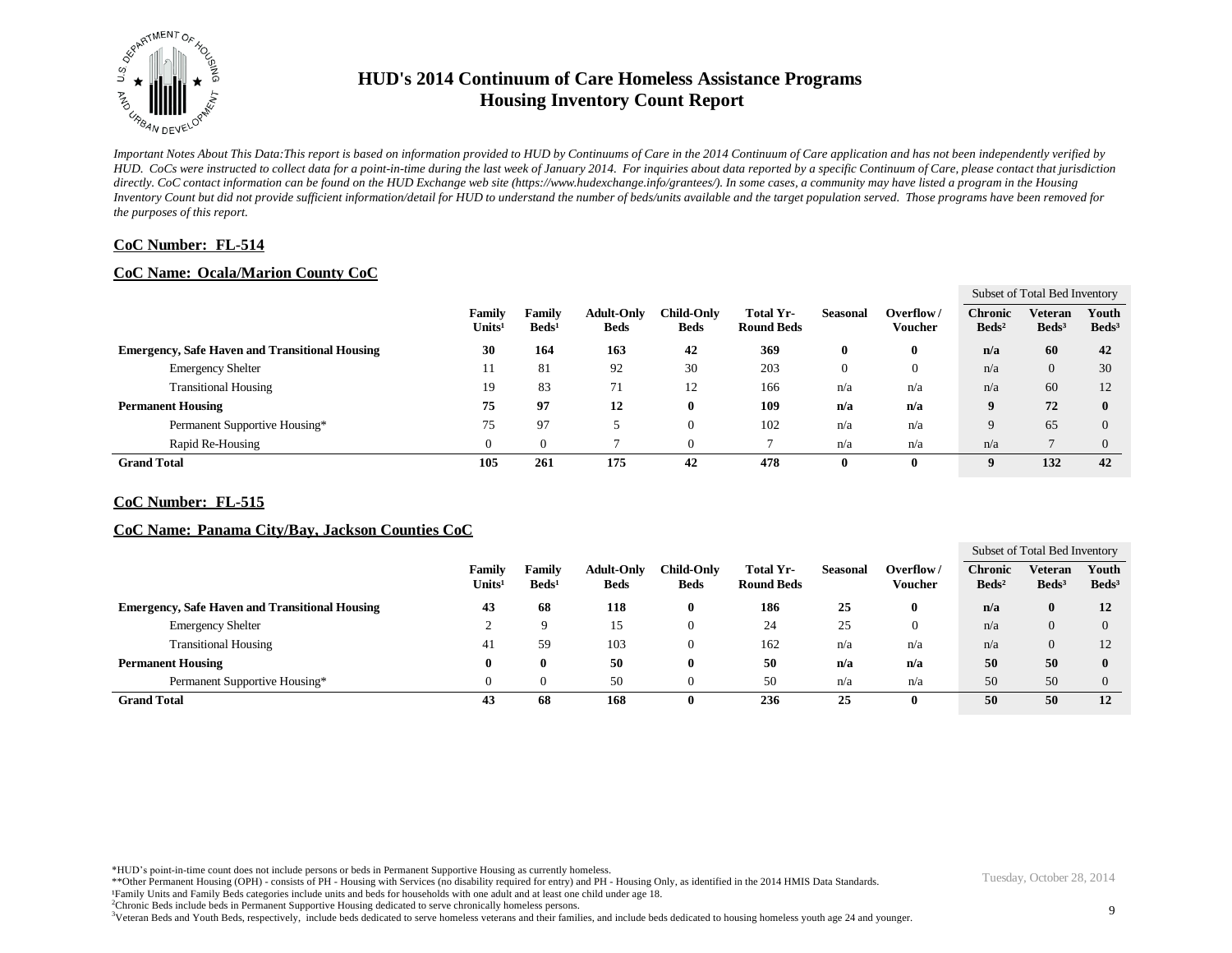# HUD's 2014 Continuum of Care Homeless Assistance Programs
## Housing Inventory Count Report

*Important Notes About This Data:This report is based on information provided to HUD by Continuums of Care in the 2014 Continuum of Care application and has not been independently verified by HUD. CoCs were instructed to collect data for a point-in-time during the last week of January 2014. For inquiries about data reported by a specific Continuum of Care, please contact that jurisdiction directly. CoC contact information can be found on the HUD Exchange web site (https://www.hudexchange.info/grantees/). In some cases, a community may have listed a program in the Housing Inventory Count but did not provide sufficient information/detail for HUD to understand the number of beds/units available and the target population served. Those programs have been removed for the purposes of this report.*

**CoC Number: FL-514**

**CoC Name: Ocala/Marion County CoC**

| | Family Units[1] | Family Beds[1] | Adult-Only Beds | Child-Only Beds | Total Yr-Round Beds | Seasonal | Overflow / Voucher | Subset of Total Bed Inventory: Chronic Beds[2] | Veteran Beds[3] | Youth Beds[3] |
|---|---|---|---|---|---|---|---|---|---|---|
| **Emergency, Safe Haven and Transitional Housing** | **30** | **164** | **163** | **42** | **369** | **0** | **0** | **n/a** | **60** | **42** |
| Emergency Shelter | 11 | 81 | 92 | 30 | 203 | 0 | 0 | n/a | 0 | 30 |
| Transitional Housing | 19 | 83 | 71 | 12 | 166 | n/a | n/a | n/a | 60 | 12 |
| **Permanent Housing** | **75** | **97** | **12** | **0** | **109** | **n/a** | **n/a** | **9** | **72** | **0** |
| Permanent Supportive Housing* | 75 | 97 | 5 | 0 | 102 | n/a | n/a | 9 | 65 | 0 |
| Rapid Re-Housing | 0 | 0 | 7 | 0 | 7 | n/a | n/a | n/a | 7 | 0 |
| **Grand Total** | **105** | **261** | **175** | **42** | **478** | **0** | **0** | **9** | **132** | **42** |

**CoC Number: FL-515**

**CoC Name: Panama City/Bay, Jackson Counties CoC**

| | Family Units[1] | Family Beds[1] | Adult-Only Beds | Child-Only Beds | Total Yr-Round Beds | Seasonal | Overflow / Voucher | Subset of Total Bed Inventory: Chronic Beds[2] | Veteran Beds[3] | Youth Beds[3] |
|---|---|---|---|---|---|---|---|---|---|---|
| **Emergency, Safe Haven and Transitional Housing** | **43** | **68** | **118** | **0** | **186** | **25** | **0** | **n/a** | **0** | **12** |
| Emergency Shelter | 2 | 9 | 15 | 0 | 24 | 25 | 0 | n/a | 0 | 0 |
| Transitional Housing | 41 | 59 | 103 | 0 | 162 | n/a | n/a | n/a | 0 | 12 |
| **Permanent Housing** | **0** | **0** | **50** | **0** | **50** | **n/a** | **n/a** | **50** | **50** | **0** |
| Permanent Supportive Housing* | 0 | 0 | 50 | 0 | 50 | n/a | n/a | 50 | 50 | 0 |
| **Grand Total** | **43** | **68** | **168** | **0** | **236** | **25** | **0** | **50** | **50** | **12** |

*HUD's point-in-time count does not include persons or beds in Permanent Supportive Housing as currently homeless.
**Other Permanent Housing (OPH) - consists of PH - Housing with Services (no disability required for entry) and PH - Housing Only, as identified in the 2014 HMIS Data Standards.
[1]Family Units and Family Beds categories include units and beds for households with one adult and at least one child under age 18.
[2]Chronic Beds include beds in Permanent Supportive Housing dedicated to serve chronically homeless persons.
[3]Veteran Beds and Youth Beds, respectively, include beds dedicated to serve homeless veterans and their families, and include beds dedicated to housing homeless youth age 24 and younger.

Tuesday, October 28, 2014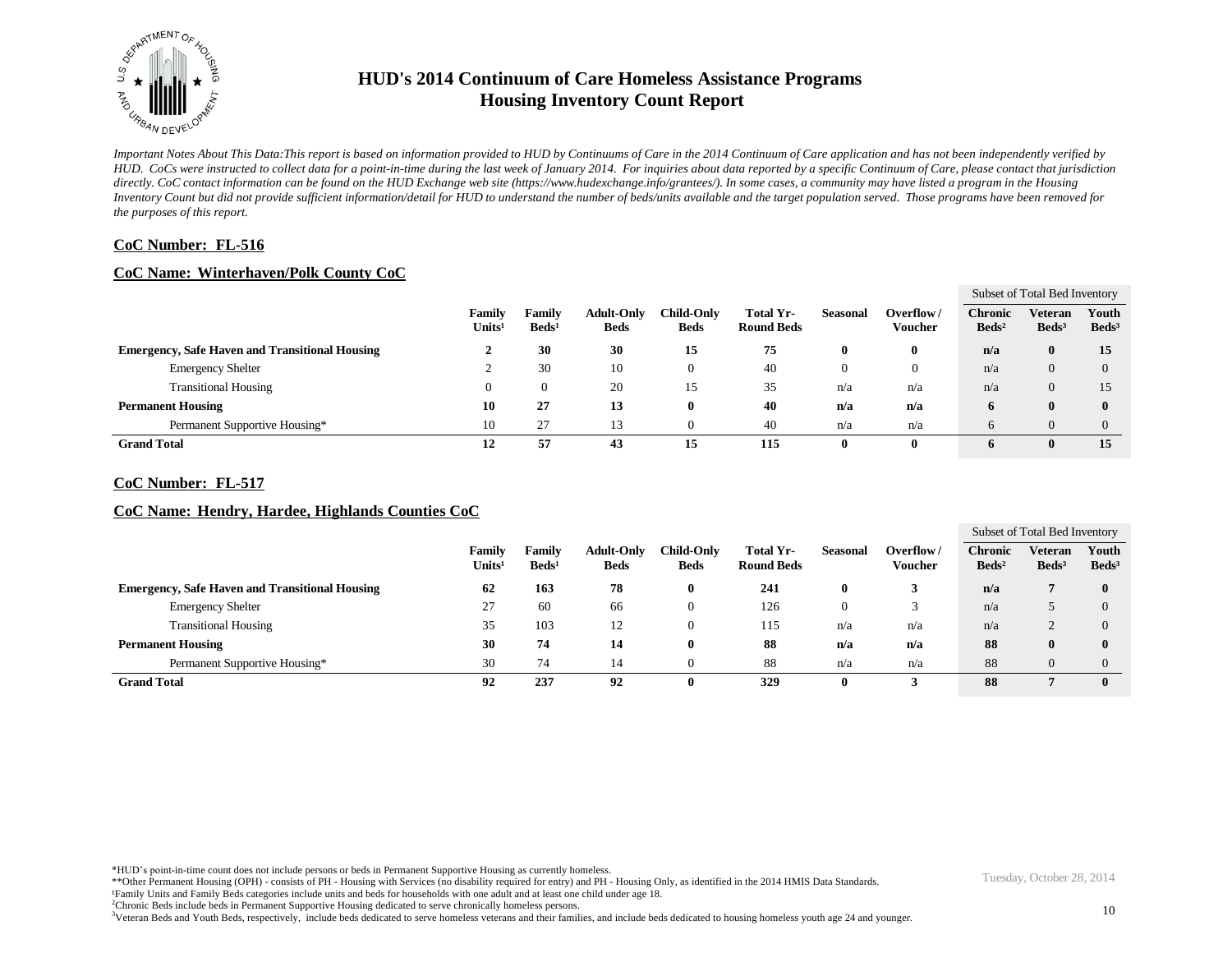# HUD's 2014 Continuum of Care Homeless Assistance Programs
# Housing Inventory Count Report

*Important Notes About This Data:This report is based on information provided to HUD by Continuums of Care in the 2014 Continuum of Care application and has not been independently verified by HUD. CoCs were instructed to collect data for a point-in-time during the last week of January 2014. For inquiries about data reported by a specific Continuum of Care, please contact that jurisdiction directly. CoC contact information can be found on the HUD Exchange web site (https://www.hudexchange.info/grantees/). In some cases, a community may have listed a program in the Housing Inventory Count but did not provide sufficient information/detail for HUD to understand the number of beds/units available and the target population served. Those programs have been removed for the purposes of this report.*

**CoC Number: FL-516**

**CoC Name: Winterhaven/Polk County CoC**

| | Family Units[1] | Family Beds[1] | Adult-Only Beds | Child-Only Beds | Total Yr-Round Beds | Seasonal | Overflow / Voucher | Subset of Total Bed Inventory: Chronic Beds[2] | Veteran Beds[3] | Youth Beds[3] |
|---|---|---|---|---|---|---|---|---|---|---|
| **Emergency, Safe Haven and Transitional Housing** | **2** | **30** | **30** | **15** | **75** | **0** | **0** | **n/a** | **0** | **15** |
| Emergency Shelter | 2 | 30 | 10 | 0 | 40 | 0 | 0 | n/a | 0 | 0 |
| Transitional Housing | 0 | 0 | 20 | 15 | 35 | n/a | n/a | n/a | 0 | 15 |
| **Permanent Housing** | **10** | **27** | **13** | **0** | **40** | **n/a** | **n/a** | **6** | **0** | **0** |
| Permanent Supportive Housing* | 10 | 27 | 13 | 0 | 40 | n/a | n/a | 6 | 0 | 0 |
| **Grand Total** | **12** | **57** | **43** | **15** | **115** | **0** | **0** | **6** | **0** | **15** |

**CoC Number: FL-517**

**CoC Name: Hendry, Hardee, Highlands Counties CoC**

| | Family Units[1] | Family Beds[1] | Adult-Only Beds | Child-Only Beds | Total Yr-Round Beds | Seasonal | Overflow / Voucher | Subset of Total Bed Inventory: Chronic Beds[2] | Veteran Beds[3] | Youth Beds[3] |
|---|---|---|---|---|---|---|---|---|---|---|
| **Emergency, Safe Haven and Transitional Housing** | **62** | **163** | **78** | **0** | **241** | **0** | **3** | **n/a** | **7** | **0** |
| Emergency Shelter | 27 | 60 | 66 | 0 | 126 | 0 | 3 | n/a | 5 | 0 |
| Transitional Housing | 35 | 103 | 12 | 0 | 115 | n/a | n/a | n/a | 2 | 0 |
| **Permanent Housing** | **30** | **74** | **14** | **0** | **88** | **n/a** | **n/a** | **88** | **0** | **0** |
| Permanent Supportive Housing* | 30 | 74 | 14 | 0 | 88 | n/a | n/a | 88 | 0 | 0 |
| **Grand Total** | **92** | **237** | **92** | **0** | **329** | **0** | **3** | **88** | **7** | **0** |

*HUD's point-in-time count does not include persons or beds in Permanent Supportive Housing as currently homeless.
**Other Permanent Housing (OPH) - consists of PH - Housing with Services (no disability required for entry) and PH - Housing Only, as identified in the 2014 HMIS Data Standards.
[1]Family Units and Family Beds categories include units and beds for households with one adult and at least one child under age 18.
[2]Chronic Beds include beds in Permanent Supportive Housing dedicated to serve chronically homeless persons.
[3]Veteran Beds and Youth Beds, respectively, include beds dedicated to serve homeless veterans and their families, and include beds dedicated to housing homeless youth age 24 and younger.

Tuesday, October 28, 2014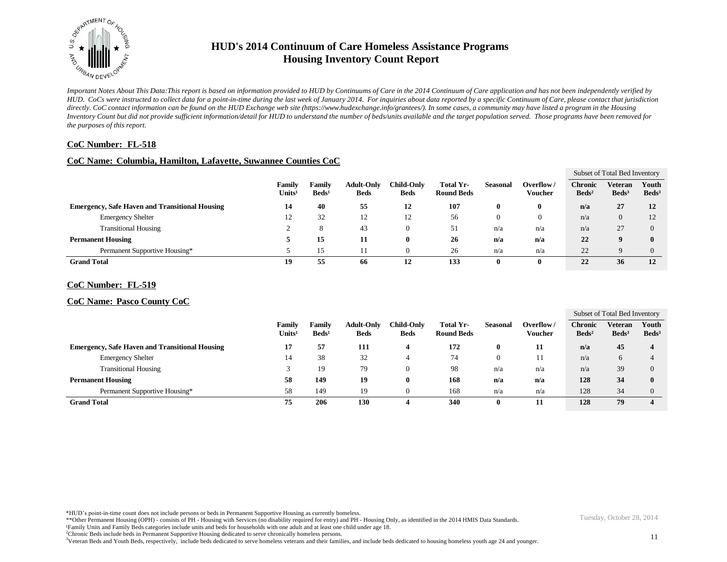# HUD's 2014 Continuum of Care Homeless Assistance Programs
## Housing Inventory Count Report

*Important Notes About This Data:This report is based on information provided to HUD by Continuums of Care in the 2014 Continuum of Care application and has not been independently verified by HUD. CoCs were instructed to collect data for a point-in-time during the last week of January 2014. For inquiries about data reported by a specific Continuum of Care, please contact that jurisdiction directly. CoC contact information can be found on the HUD Exchange web site (https://www.hudexchange.info/grantees/). In some cases, a community may have listed a program in the Housing Inventory Count but did not provide sufficient information/detail for HUD to understand the number of beds/units available and the target population served. Those programs have been removed for the purposes of this report.*

**CoC Number: FL-518**

**CoC Name: Columbia, Hamilton, Lafayette, Suwannee Counties CoC**

| | Family Units[1] | Family Beds[1] | Adult-Only Beds | Child-Only Beds | Total Yr-Round Beds | Seasonal | Overflow / Voucher | Subset of Total Bed Inventory: Chronic Beds[2] | Veteran Beds[3] | Youth Beds[3] |
|---|---|---|---|---|---|---|---|---|---|---|
| **Emergency, Safe Haven and Transitional Housing** | **14** | **40** | **55** | **12** | **107** | **0** | **0** | **n/a** | **27** | **12** |
| Emergency Shelter | 12 | 32 | 12 | 12 | 56 | 0 | 0 | n/a | 0 | 12 |
| Transitional Housing | 2 | 8 | 43 | 0 | 51 | n/a | n/a | n/a | 27 | 0 |
| **Permanent Housing** | **5** | **15** | **11** | **0** | **26** | **n/a** | **n/a** | **22** | **9** | **0** |
| Permanent Supportive Housing* | 5 | 15 | 11 | 0 | 26 | n/a | n/a | 22 | 9 | 0 |
| **Grand Total** | **19** | **55** | **66** | **12** | **133** | **0** | **0** | **22** | **36** | **12** |

**CoC Number: FL-519**

**CoC Name: Pasco County CoC**

| | Family Units[1] | Family Beds[1] | Adult-Only Beds | Child-Only Beds | Total Yr-Round Beds | Seasonal | Overflow / Voucher | Subset of Total Bed Inventory: Chronic Beds[2] | Veteran Beds[3] | Youth Beds[3] |
|---|---|---|---|---|---|---|---|---|---|---|
| **Emergency, Safe Haven and Transitional Housing** | **17** | **57** | **111** | **4** | **172** | **0** | **11** | **n/a** | **45** | **4** |
| Emergency Shelter | 14 | 38 | 32 | 4 | 74 | 0 | 11 | n/a | 6 | 4 |
| Transitional Housing | 3 | 19 | 79 | 0 | 98 | n/a | n/a | n/a | 39 | 0 |
| **Permanent Housing** | **58** | **149** | **19** | **0** | **168** | **n/a** | **n/a** | **128** | **34** | **0** |
| Permanent Supportive Housing* | 58 | 149 | 19 | 0 | 168 | n/a | n/a | 128 | 34 | 0 |
| **Grand Total** | **75** | **206** | **130** | **4** | **340** | **0** | **11** | **128** | **79** | **4** |

*HUD's point-in-time count does not include persons or beds in Permanent Supportive Housing as currently homeless.
**Other Permanent Housing (OPH) - consists of PH - Housing with Services (no disability required for entry) and PH - Housing Only, as identified in the 2014 HMIS Data Standards.
[1]Family Units and Family Beds categories include units and beds for households with one adult and at least one child under age 18.
[2]Chronic Beds include beds in Permanent Supportive Housing dedicated to serve chronically homeless persons.
[3]Veteran Beds and Youth Beds, respectively, include beds dedicated to serve homeless veterans and their families, and include beds dedicated to housing homeless youth age 24 and younger.

Tuesday, October 28, 2014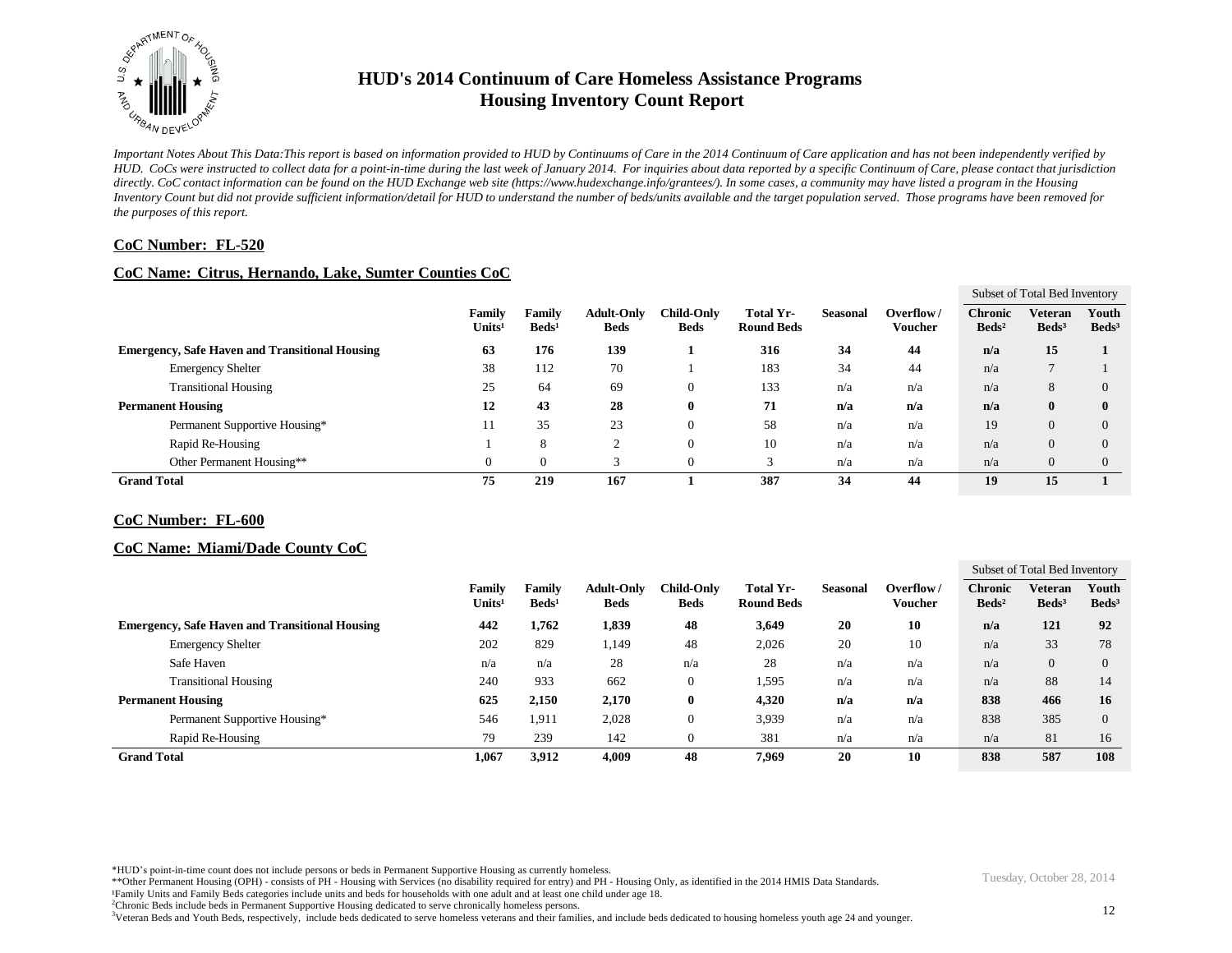# HUD's 2014 Continuum of Care Homeless Assistance Programs
## Housing Inventory Count Report

*Important Notes About This Data:This report is based on information provided to HUD by Continuums of Care in the 2014 Continuum of Care application and has not been independently verified by HUD. CoCs were instructed to collect data for a point-in-time during the last week of January 2014. For inquiries about data reported by a specific Continuum of Care, please contact that jurisdiction directly. CoC contact information can be found on the HUD Exchange web site (https://www.hudexchange.info/grantees/). In some cases, a community may have listed a program in the Housing Inventory Count but did not provide sufficient information/detail for HUD to understand the number of beds/units available and the target population served. Those programs have been removed for the purposes of this report.*

**CoC Number: FL-520**

**CoC Name: Citrus, Hernando, Lake, Sumter Counties CoC**

| | Family Units[1] | Family Beds[1] | Adult-Only Beds | Child-Only Beds | Total Yr-Round Beds | Seasonal | Overflow / Voucher | Subset of Total Bed Inventory: Chronic Beds[2] | Veteran Beds[3] | Youth Beds[3] |
|---|---|---|---|---|---|---|---|---|---|---|
| **Emergency, Safe Haven and Transitional Housing** | **63** | **176** | **139** | **1** | **316** | **34** | **44** | **n/a** | **15** | **1** |
| Emergency Shelter | 38 | 112 | 70 | 1 | 183 | 34 | 44 | n/a | 7 | 1 |
| Transitional Housing | 25 | 64 | 69 | 0 | 133 | n/a | n/a | n/a | 8 | 0 |
| **Permanent Housing** | **12** | **43** | **28** | **0** | **71** | **n/a** | **n/a** | **n/a** | **0** | **0** |
| Permanent Supportive Housing* | 11 | 35 | 23 | 0 | 58 | n/a | n/a | 19 | 0 | 0 |
| Rapid Re-Housing | 1 | 8 | 2 | 0 | 10 | n/a | n/a | n/a | 0 | 0 |
| Other Permanent Housing** | 0 | 0 | 3 | 0 | 3 | n/a | n/a | n/a | 0 | 0 |
| **Grand Total** | **75** | **219** | **167** | **1** | **387** | **34** | **44** | **19** | **15** | **1** |

**CoC Number: FL-600**

**CoC Name: Miami/Dade County CoC**

| | Family Units[1] | Family Beds[1] | Adult-Only Beds | Child-Only Beds | Total Yr-Round Beds | Seasonal | Overflow / Voucher | Subset of Total Bed Inventory: Chronic Beds[2] | Veteran Beds[3] | Youth Beds[3] |
|---|---|---|---|---|---|---|---|---|---|---|
| **Emergency, Safe Haven and Transitional Housing** | **442** | **1,762** | **1,839** | **48** | **3,649** | **20** | **10** | **n/a** | **121** | **92** |
| Emergency Shelter | 202 | 829 | 1,149 | 48 | 2,026 | 20 | 10 | n/a | 33 | 78 |
| Safe Haven | n/a | n/a | 28 | n/a | 28 | n/a | n/a | n/a | 0 | 0 |
| Transitional Housing | 240 | 933 | 662 | 0 | 1,595 | n/a | n/a | n/a | 88 | 14 |
| **Permanent Housing** | **625** | **2,150** | **2,170** | **0** | **4,320** | **n/a** | **n/a** | **838** | **466** | **16** |
| Permanent Supportive Housing* | 546 | 1,911 | 2,028 | 0 | 3,939 | n/a | n/a | 838 | 385 | 0 |
| Rapid Re-Housing | 79 | 239 | 142 | 0 | 381 | n/a | n/a | n/a | 81 | 16 |
| **Grand Total** | **1,067** | **3,912** | **4,009** | **48** | **7,969** | **20** | **10** | **838** | **587** | **108** |

*HUD's point-in-time count does not include persons or beds in Permanent Supportive Housing as currently homeless.
**Other Permanent Housing (OPH) - consists of PH - Housing with Services (no disability required for entry) and PH - Housing Only, as identified in the 2014 HMIS Data Standards.
[1]Family Units and Family Beds categories include units and beds for households with one adult and at least one child under age 18.
[2]Chronic Beds include beds in Permanent Supportive Housing dedicated to serve chronically homeless persons.
[3]Veteran Beds and Youth Beds, respectively, include beds dedicated to serve homeless veterans and their families, and include beds dedicated to housing homeless youth age 24 and younger.

Tuesday, October 28, 2014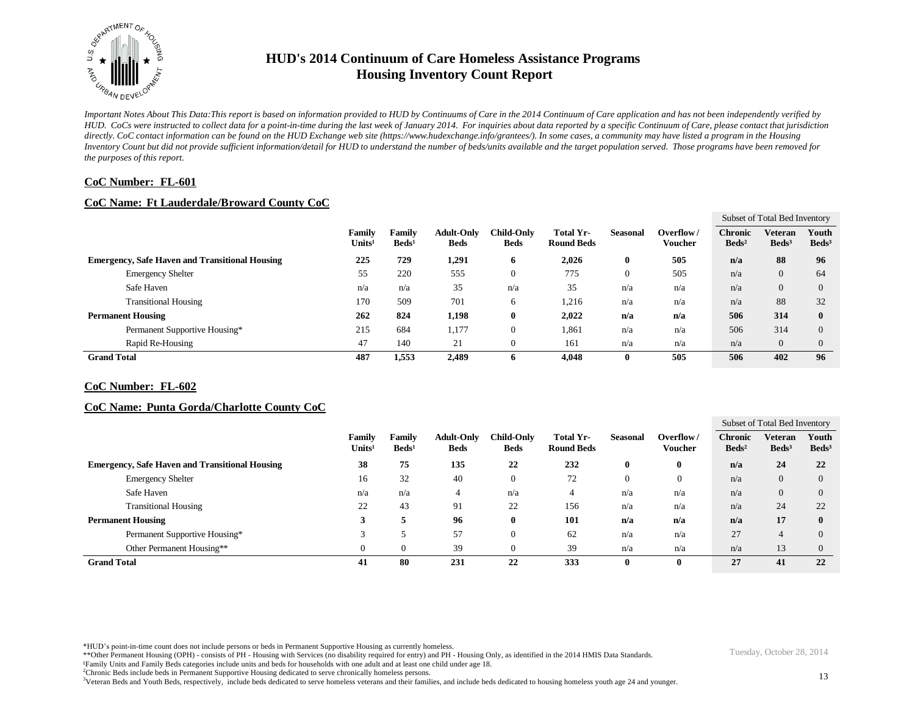# HUD's 2014 Continuum of Care Homeless Assistance Programs
## Housing Inventory Count Report

*Important Notes About This Data:This report is based on information provided to HUD by Continuums of Care in the 2014 Continuum of Care application and has not been independently verified by HUD. CoCs were instructed to collect data for a point-in-time during the last week of January 2014. For inquiries about data reported by a specific Continuum of Care, please contact that jurisdiction directly. CoC contact information can be found on the HUD Exchange web site (https://www.hudexchange.info/grantees/). In some cases, a community may have listed a program in the Housing Inventory Count but did not provide sufficient information/detail for HUD to understand the number of beds/units available and the target population served. Those programs have been removed for the purposes of this report.*

### CoC Number: FL-601

### CoC Name: Ft Lauderdale/Broward County CoC

| | Family Units[1] | Family Beds[1] | Adult-Only Beds | Child-Only Beds | Total Yr-Round Beds | Seasonal | Overflow / Voucher | Subset of Total Bed Inventory: Chronic Beds[2] | Veteran Beds[3] | Youth Beds[3] |
|---|---|---|---|---|---|---|---|---|---|---|
| **Emergency, Safe Haven and Transitional Housing** | **225** | **729** | **1,291** | **6** | **2,026** | **0** | **505** | **n/a** | **88** | **96** |
| Emergency Shelter | 55 | 220 | 555 | 0 | 775 | 0 | 505 | n/a | 0 | 64 |
| Safe Haven | n/a | n/a | 35 | n/a | 35 | n/a | n/a | n/a | 0 | 0 |
| Transitional Housing | 170 | 509 | 701 | 6 | 1,216 | n/a | n/a | n/a | 88 | 32 |
| **Permanent Housing** | **262** | **824** | **1,198** | **0** | **2,022** | **n/a** | **n/a** | **506** | **314** | **0** |
| Permanent Supportive Housing* | 215 | 684 | 1,177 | 0 | 1,861 | n/a | n/a | 506 | 314 | 0 |
| Rapid Re-Housing | 47 | 140 | 21 | 0 | 161 | n/a | n/a | n/a | 0 | 0 |
| **Grand Total** | **487** | **1,553** | **2,489** | **6** | **4,048** | **0** | **505** | **506** | **402** | **96** |

### CoC Number: FL-602

### CoC Name: Punta Gorda/Charlotte County CoC

| | Family Units[1] | Family Beds[1] | Adult-Only Beds | Child-Only Beds | Total Yr-Round Beds | Seasonal | Overflow / Voucher | Subset of Total Bed Inventory: Chronic Beds[2] | Veteran Beds[3] | Youth Beds[3] |
|---|---|---|---|---|---|---|---|---|---|---|
| **Emergency, Safe Haven and Transitional Housing** | **38** | **75** | **135** | **22** | **232** | **0** | **0** | **n/a** | **24** | **22** |
| Emergency Shelter | 16 | 32 | 40 | 0 | 72 | 0 | 0 | n/a | 0 | 0 |
| Safe Haven | n/a | n/a | 4 | n/a | 4 | n/a | n/a | n/a | 0 | 0 |
| Transitional Housing | 22 | 43 | 91 | 22 | 156 | n/a | n/a | n/a | 24 | 22 |
| **Permanent Housing** | **3** | **5** | **96** | **0** | **101** | **n/a** | **n/a** | **n/a** | **17** | **0** |
| Permanent Supportive Housing* | 3 | 5 | 57 | 0 | 62 | n/a | n/a | 27 | 4 | 0 |
| Other Permanent Housing** | 0 | 0 | 39 | 0 | 39 | n/a | n/a | n/a | 13 | 0 |
| **Grand Total** | **41** | **80** | **231** | **22** | **333** | **0** | **0** | **27** | **41** | **22** |

*HUD's point-in-time count does not include persons or beds in Permanent Supportive Housing as currently homeless.

**Other Permanent Housing (OPH) - consists of PH - Housing with Services (no disability required for entry) and PH - Housing Only, as identified in the 2014 HMIS Data Standards.

[1]Family Units and Family Beds categories include units and beds for households with one adult and at least one child under age 18.

[2]Chronic Beds include beds in Permanent Supportive Housing dedicated to serve chronically homeless persons.

[3]Veteran Beds and Youth Beds, respectively, include beds dedicated to serve homeless veterans and their families, and include beds dedicated to housing homeless youth age 24 and younger.

Tuesday, October 28, 2014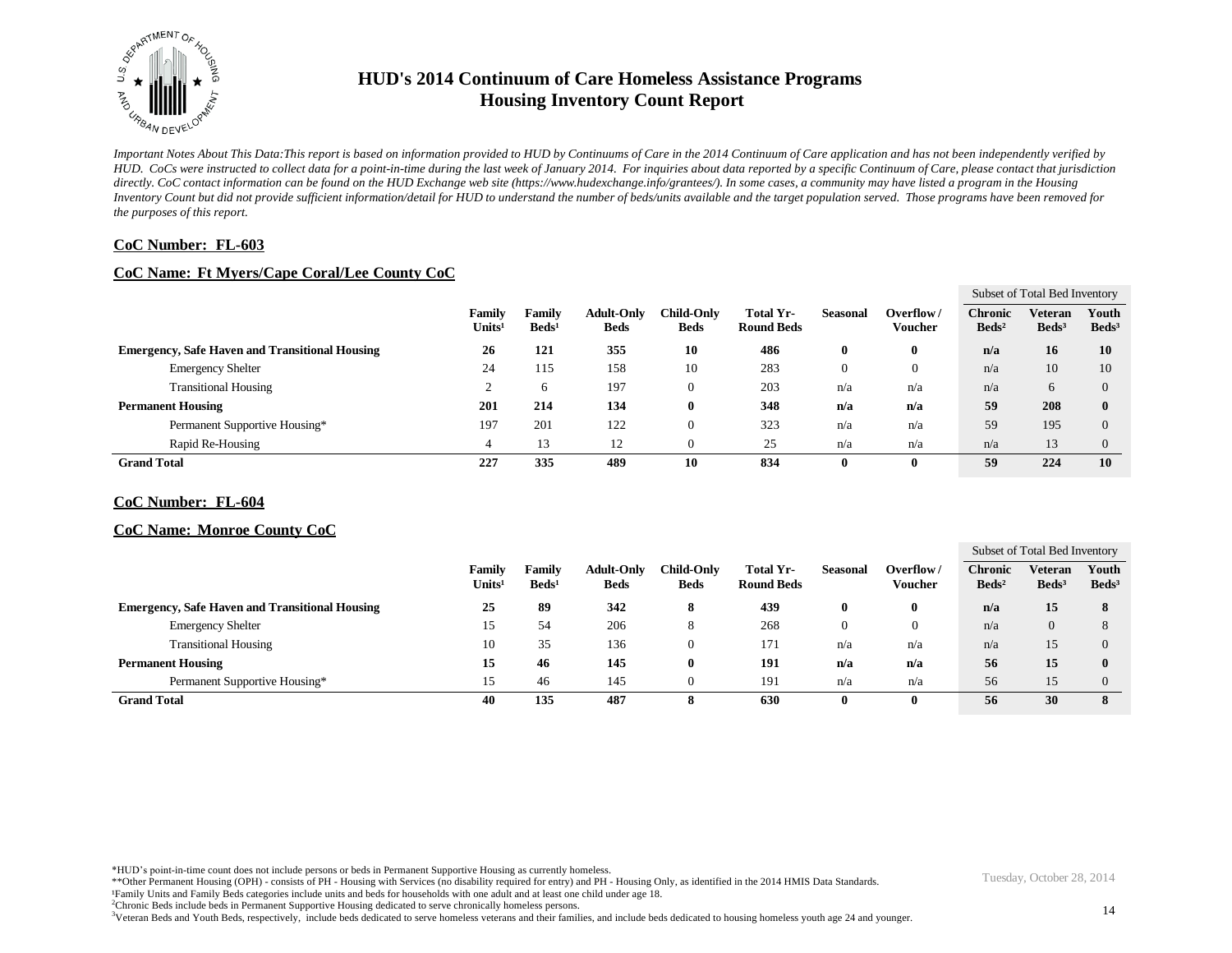# HUD's 2014 Continuum of Care Homeless Assistance Programs
## Housing Inventory Count Report

*Important Notes About This Data:This report is based on information provided to HUD by Continuums of Care in the 2014 Continuum of Care application and has not been independently verified by HUD. CoCs were instructed to collect data for a point-in-time during the last week of January 2014. For inquiries about data reported by a specific Continuum of Care, please contact that jurisdiction directly. CoC contact information can be found on the HUD Exchange web site (https://www.hudexchange.info/grantees/). In some cases, a community may have listed a program in the Housing Inventory Count but did not provide sufficient information/detail for HUD to understand the number of beds/units available and the target population served. Those programs have been removed for the purposes of this report.*

**CoC Number: FL-603**

**CoC Name: Ft Myers/Cape Coral/Lee County CoC**

| | Family Units[1] | Family Beds[1] | Adult-Only Beds | Child-Only Beds | Total Yr-Round Beds | Seasonal | Overflow / Voucher | Subset of Total Bed Inventory: Chronic Beds[2] | Veteran Beds[3] | Youth Beds[3] |
|---|---|---|---|---|---|---|---|---|---|---|
| **Emergency, Safe Haven and Transitional Housing** | **26** | **121** | **355** | **10** | **486** | **0** | **0** | **n/a** | **16** | **10** |
| Emergency Shelter | 24 | 115 | 158 | 10 | 283 | 0 | 0 | n/a | 10 | 10 |
| Transitional Housing | 2 | 6 | 197 | 0 | 203 | n/a | n/a | n/a | 6 | 0 |
| **Permanent Housing** | **201** | **214** | **134** | **0** | **348** | **n/a** | **n/a** | **59** | **208** | **0** |
| Permanent Supportive Housing* | 197 | 201 | 122 | 0 | 323 | n/a | n/a | 59 | 195 | 0 |
| Rapid Re-Housing | 4 | 13 | 12 | 0 | 25 | n/a | n/a | n/a | 13 | 0 |
| **Grand Total** | **227** | **335** | **489** | **10** | **834** | **0** | **0** | **59** | **224** | **10** |

**CoC Number: FL-604**

**CoC Name: Monroe County CoC**

| | Family Units[1] | Family Beds[1] | Adult-Only Beds | Child-Only Beds | Total Yr-Round Beds | Seasonal | Overflow / Voucher | Subset of Total Bed Inventory: Chronic Beds[2] | Veteran Beds[3] | Youth Beds[3] |
|---|---|---|---|---|---|---|---|---|---|---|
| **Emergency, Safe Haven and Transitional Housing** | **25** | **89** | **342** | **8** | **439** | **0** | **0** | **n/a** | **15** | **8** |
| Emergency Shelter | 15 | 54 | 206 | 8 | 268 | 0 | 0 | n/a | 0 | 8 |
| Transitional Housing | 10 | 35 | 136 | 0 | 171 | n/a | n/a | n/a | 15 | 0 |
| **Permanent Housing** | **15** | **46** | **145** | **0** | **191** | **n/a** | **n/a** | **56** | **15** | **0** |
| Permanent Supportive Housing* | 15 | 46 | 145 | 0 | 191 | n/a | n/a | 56 | 15 | 0 |
| **Grand Total** | **40** | **135** | **487** | **8** | **630** | **0** | **0** | **56** | **30** | **8** |

*HUD's point-in-time count does not include persons or beds in Permanent Supportive Housing as currently homeless.
**Other Permanent Housing (OPH) - consists of PH - Housing with Services (no disability required for entry) and PH - Housing Only, as identified in the 2014 HMIS Data Standards.
[1]Family Units and Family Beds categories include units and beds for households with one adult and at least one child under age 18.
[2]Chronic Beds include beds in Permanent Supportive Housing dedicated to serve chronically homeless persons.
[3]Veteran Beds and Youth Beds, respectively, include beds dedicated to serve homeless veterans and their families, and include beds dedicated to housing homeless youth age 24 and younger.

Tuesday, October 28, 2014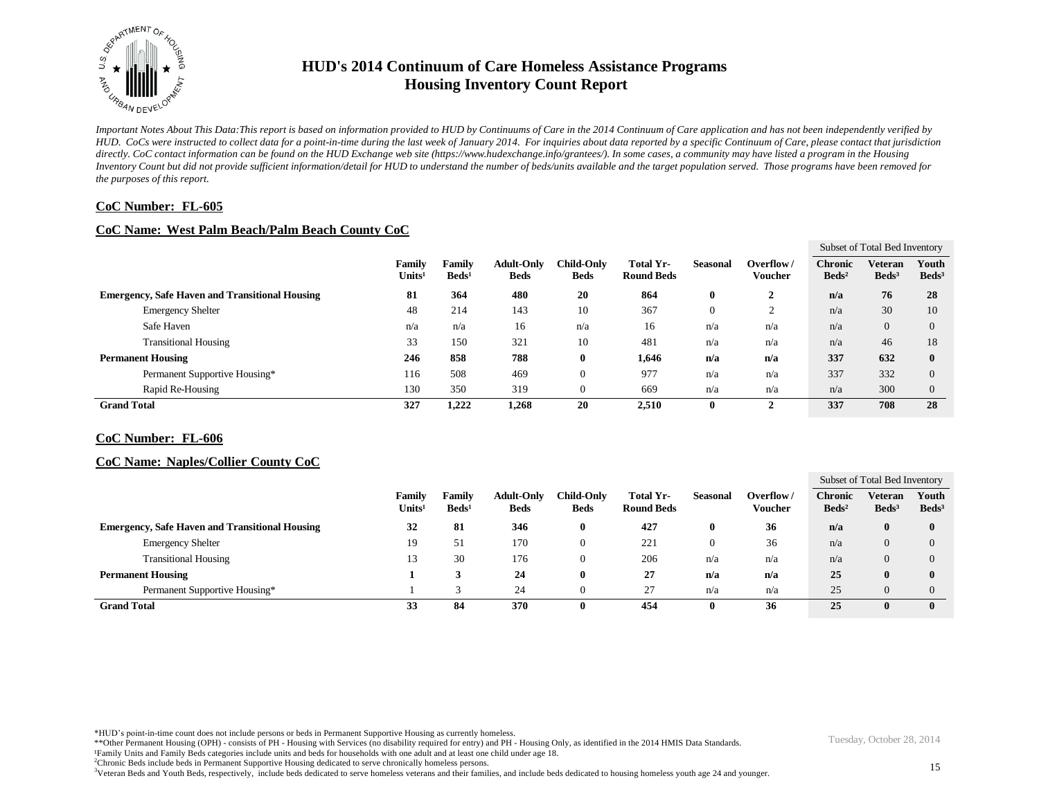# HUD's 2014 Continuum of Care Homeless Assistance Programs Housing Inventory Count Report

*Important Notes About This Data:This report is based on information provided to HUD by Continuums of Care in the 2014 Continuum of Care application and has not been independently verified by HUD. CoCs were instructed to collect data for a point-in-time during the last week of January 2014. For inquiries about data reported by a specific Continuum of Care, please contact that jurisdiction directly. CoC contact information can be found on the HUD Exchange web site (https://www.hudexchange.info/grantees/). In some cases, a community may have listed a program in the Housing Inventory Count but did not provide sufficient information/detail for HUD to understand the number of beds/units available and the target population served. Those programs have been removed for the purposes of this report.*

**CoC Number: FL-605**

**CoC Name: West Palm Beach/Palm Beach County CoC**

| | Family Units[1] | Family Beds[1] | Adult-Only Beds | Child-Only Beds | Total Yr-Round Beds | Seasonal | Overflow / Voucher | Subset of Total Bed Inventory: Chronic Beds[2] | Veteran Beds[3] | Youth Beds[3] |
|---|---|---|---|---|---|---|---|---|---|---|
| **Emergency, Safe Haven and Transitional Housing** | **81** | **364** | **480** | **20** | **864** | **0** | **2** | **n/a** | **76** | **28** |
| Emergency Shelter | 48 | 214 | 143 | 10 | 367 | 0 | 2 | n/a | 30 | 10 |
| Safe Haven | n/a | n/a | 16 | n/a | 16 | n/a | n/a | n/a | 0 | 0 |
| Transitional Housing | 33 | 150 | 321 | 10 | 481 | n/a | n/a | n/a | 46 | 18 |
| **Permanent Housing** | **246** | **858** | **788** | **0** | **1,646** | **n/a** | **n/a** | **337** | **632** | **0** |
| Permanent Supportive Housing* | 116 | 508 | 469 | 0 | 977 | n/a | n/a | 337 | 332 | 0 |
| Rapid Re-Housing | 130 | 350 | 319 | 0 | 669 | n/a | n/a | n/a | 300 | 0 |
| **Grand Total** | **327** | **1,222** | **1,268** | **20** | **2,510** | **0** | **2** | **337** | **708** | **28** |

**CoC Number: FL-606**

**CoC Name: Naples/Collier County CoC**

| | Family Units[1] | Family Beds[1] | Adult-Only Beds | Child-Only Beds | Total Yr-Round Beds | Seasonal | Overflow / Voucher | Subset of Total Bed Inventory: Chronic Beds[2] | Veteran Beds[3] | Youth Beds[3] |
|---|---|---|---|---|---|---|---|---|---|---|
| **Emergency, Safe Haven and Transitional Housing** | **32** | **81** | **346** | **0** | **427** | **0** | **36** | **n/a** | **0** | **0** |
| Emergency Shelter | 19 | 51 | 170 | 0 | 221 | 0 | 36 | n/a | 0 | 0 |
| Transitional Housing | 13 | 30 | 176 | 0 | 206 | n/a | n/a | n/a | 0 | 0 |
| **Permanent Housing** | **1** | **3** | **24** | **0** | **27** | **n/a** | **n/a** | **25** | **0** | **0** |
| Permanent Supportive Housing* | 1 | 3 | 24 | 0 | 27 | n/a | n/a | 25 | 0 | 0 |
| **Grand Total** | **33** | **84** | **370** | **0** | **454** | **0** | **36** | **25** | **0** | **0** |

*HUD's point-in-time count does not include persons or beds in Permanent Supportive Housing as currently homeless.

**Other Permanent Housing (OPH) - consists of PH - Housing with Services (no disability required for entry) and PH - Housing Only, as identified in the 2014 HMIS Data Standards.

[1]Family Units and Family Beds categories include units and beds for households with one adult and at least one child under age 18.

[2]Chronic Beds include beds in Permanent Supportive Housing dedicated to serve chronically homeless persons.

[3]Veteran Beds and Youth Beds, respectively, include beds dedicated to serve homeless veterans and their families, and include beds dedicated to housing homeless youth age 24 and younger.

Tuesday, October 28, 2014